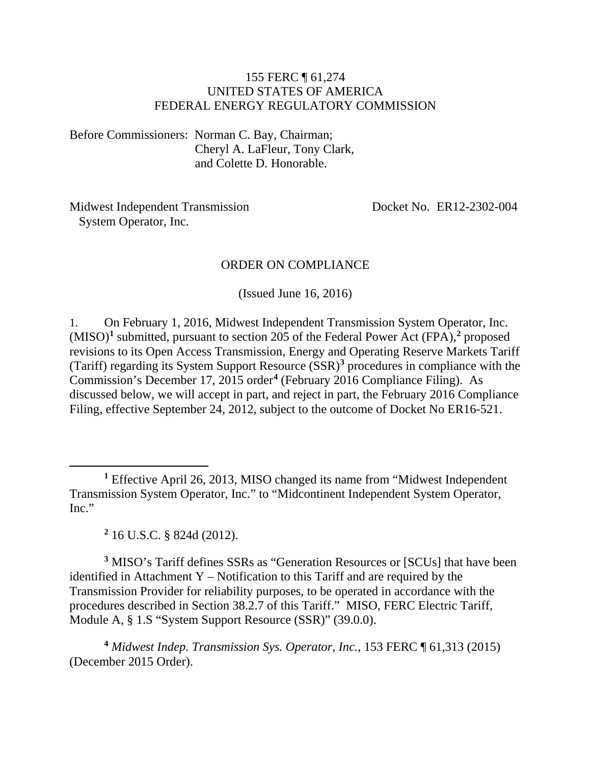155 FERC ¶ 61,274
UNITED STATES OF AMERICA
FEDERAL ENERGY REGULATORY COMMISSION

Before Commissioners: Norman C. Bay, Chairman;
Cheryl A. LaFleur, Tony Clark,
and Colette D. Honorable.

Midwest Independent Transmission System Operator, Inc. — Docket No. ER12-2302-004

ORDER ON COMPLIANCE

(Issued June 16, 2016)

1. On February 1, 2016, Midwest Independent Transmission System Operator, Inc. (MISO)[1] submitted, pursuant to section 205 of the Federal Power Act (FPA),[2] proposed revisions to its Open Access Transmission, Energy and Operating Reserve Markets Tariff (Tariff) regarding its System Support Resource (SSR)[3] procedures in compliance with the Commission's December 17, 2015 order[4] (February 2016 Compliance Filing). As discussed below, we will accept in part, and reject in part, the February 2016 Compliance Filing, effective September 24, 2012, subject to the outcome of Docket No ER16-521.

---

[1] Effective April 26, 2013, MISO changed its name from "Midwest Independent Transmission System Operator, Inc." to "Midcontinent Independent System Operator, Inc."

[2] 16 U.S.C. § 824d (2012).

[3] MISO's Tariff defines SSRs as "Generation Resources or [SCUs] that have been identified in Attachment Y – Notification to this Tariff and are required by the Transmission Provider for reliability purposes, to be operated in accordance with the procedures described in Section 38.2.7 of this Tariff." MISO, FERC Electric Tariff, Module A, § 1.S "System Support Resource (SSR)" (39.0.0).

[4] *Midwest Indep. Transmission Sys. Operator, Inc.*, 153 FERC ¶ 61,313 (2015) (December 2015 Order).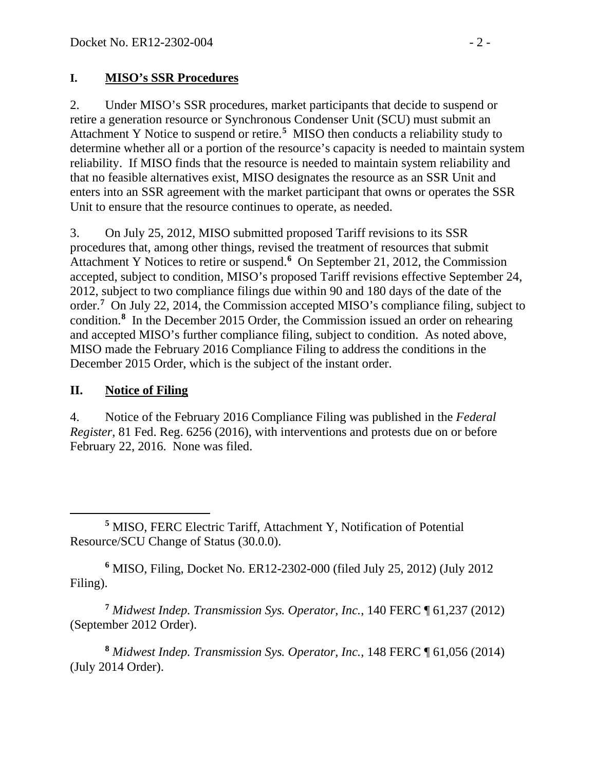## I. MISO's SSR Procedures

2. Under MISO's SSR procedures, market participants that decide to suspend or retire a generation resource or Synchronous Condenser Unit (SCU) must submit an Attachment Y Notice to suspend or retire.[5] MISO then conducts a reliability study to determine whether all or a portion of the resource's capacity is needed to maintain system reliability. If MISO finds that the resource is needed to maintain system reliability and that no feasible alternatives exist, MISO designates the resource as an SSR Unit and enters into an SSR agreement with the market participant that owns or operates the SSR Unit to ensure that the resource continues to operate, as needed.

3. On July 25, 2012, MISO submitted proposed Tariff revisions to its SSR procedures that, among other things, revised the treatment of resources that submit Attachment Y Notices to retire or suspend.[6] On September 21, 2012, the Commission accepted, subject to condition, MISO's proposed Tariff revisions effective September 24, 2012, subject to two compliance filings due within 90 and 180 days of the date of the order.[7] On July 22, 2014, the Commission accepted MISO's compliance filing, subject to condition.[8] In the December 2015 Order, the Commission issued an order on rehearing and accepted MISO's further compliance filing, subject to condition. As noted above, MISO made the February 2016 Compliance Filing to address the conditions in the December 2015 Order, which is the subject of the instant order.

## II. Notice of Filing

4. Notice of the February 2016 Compliance Filing was published in the *Federal Register*, 81 Fed. Reg. 6256 (2016), with interventions and protests due on or before February 22, 2016. None was filed.

---

[5] MISO, FERC Electric Tariff, Attachment Y, Notification of Potential Resource/SCU Change of Status (30.0.0).

[6] MISO, Filing, Docket No. ER12-2302-000 (filed July 25, 2012) (July 2012 Filing).

[7] *Midwest Indep. Transmission Sys. Operator, Inc.*, 140 FERC ¶ 61,237 (2012) (September 2012 Order).

[8] *Midwest Indep. Transmission Sys. Operator, Inc.*, 148 FERC ¶ 61,056 (2014) (July 2014 Order).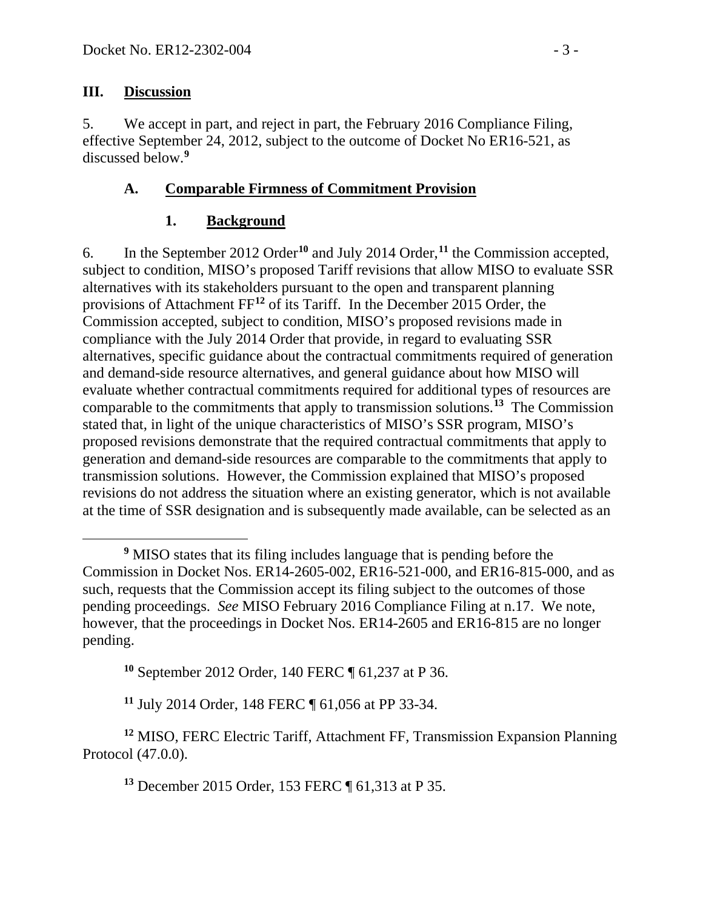## III. Discussion

5. We accept in part, and reject in part, the February 2016 Compliance Filing, effective September 24, 2012, subject to the outcome of Docket No ER16-521, as discussed below.[9]

### A. Comparable Firmness of Commitment Provision

#### 1. Background

6. In the September 2012 Order[10] and July 2014 Order,[11] the Commission accepted, subject to condition, MISO's proposed Tariff revisions that allow MISO to evaluate SSR alternatives with its stakeholders pursuant to the open and transparent planning provisions of Attachment FF[12] of its Tariff. In the December 2015 Order, the Commission accepted, subject to condition, MISO's proposed revisions made in compliance with the July 2014 Order that provide, in regard to evaluating SSR alternatives, specific guidance about the contractual commitments required of generation and demand-side resource alternatives, and general guidance about how MISO will evaluate whether contractual commitments required for additional types of resources are comparable to the commitments that apply to transmission solutions.[13] The Commission stated that, in light of the unique characteristics of MISO's SSR program, MISO's proposed revisions demonstrate that the required contractual commitments that apply to generation and demand-side resources are comparable to the commitments that apply to transmission solutions. However, the Commission explained that MISO's proposed revisions do not address the situation where an existing generator, which is not available at the time of SSR designation and is subsequently made available, can be selected as an

---

[9] MISO states that its filing includes language that is pending before the Commission in Docket Nos. ER14-2605-002, ER16-521-000, and ER16-815-000, and as such, requests that the Commission accept its filing subject to the outcomes of those pending proceedings. *See* MISO February 2016 Compliance Filing at n.17. We note, however, that the proceedings in Docket Nos. ER14-2605 and ER16-815 are no longer pending.

[10] September 2012 Order, 140 FERC ¶ 61,237 at P 36.

[11] July 2014 Order, 148 FERC ¶ 61,056 at PP 33-34.

[12] MISO, FERC Electric Tariff, Attachment FF, Transmission Expansion Planning Protocol (47.0.0).

[13] December 2015 Order, 153 FERC ¶ 61,313 at P 35.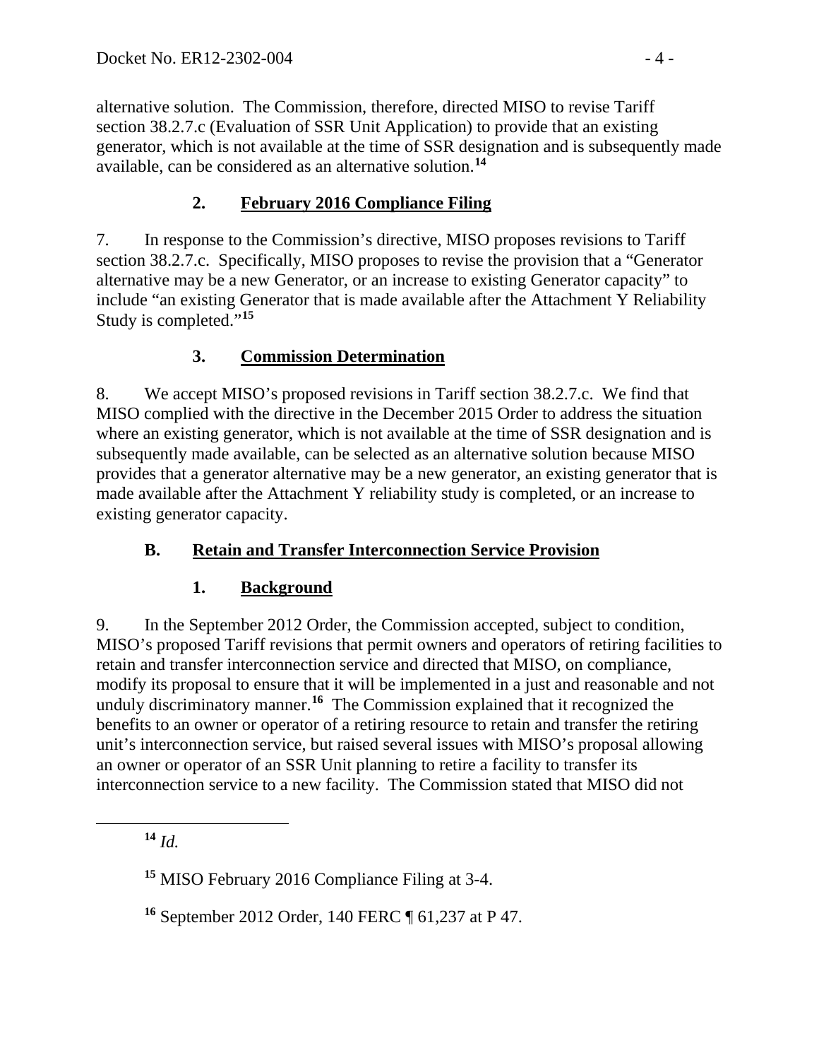alternative solution. The Commission, therefore, directed MISO to revise Tariff section 38.2.7.c (Evaluation of SSR Unit Application) to provide that an existing generator, which is not available at the time of SSR designation and is subsequently made available, can be considered as an alternative solution.[14]

### 2. February 2016 Compliance Filing

7. In response to the Commission's directive, MISO proposes revisions to Tariff section 38.2.7.c. Specifically, MISO proposes to revise the provision that a "Generator alternative may be a new Generator, or an increase to existing Generator capacity" to include "an existing Generator that is made available after the Attachment Y Reliability Study is completed."[15]

### 3. Commission Determination

8. We accept MISO's proposed revisions in Tariff section 38.2.7.c. We find that MISO complied with the directive in the December 2015 Order to address the situation where an existing generator, which is not available at the time of SSR designation and is subsequently made available, can be selected as an alternative solution because MISO provides that a generator alternative may be a new generator, an existing generator that is made available after the Attachment Y reliability study is completed, or an increase to existing generator capacity.

## B. Retain and Transfer Interconnection Service Provision

### 1. Background

9. In the September 2012 Order, the Commission accepted, subject to condition, MISO's proposed Tariff revisions that permit owners and operators of retiring facilities to retain and transfer interconnection service and directed that MISO, on compliance, modify its proposal to ensure that it will be implemented in a just and reasonable and not unduly discriminatory manner.[16] The Commission explained that it recognized the benefits to an owner or operator of a retiring resource to retain and transfer the retiring unit's interconnection service, but raised several issues with MISO's proposal allowing an owner or operator of an SSR Unit planning to retire a facility to transfer its interconnection service to a new facility. The Commission stated that MISO did not

---

[14] *Id.*

[15] MISO February 2016 Compliance Filing at 3-4.

[16] September 2012 Order, 140 FERC ¶ 61,237 at P 47.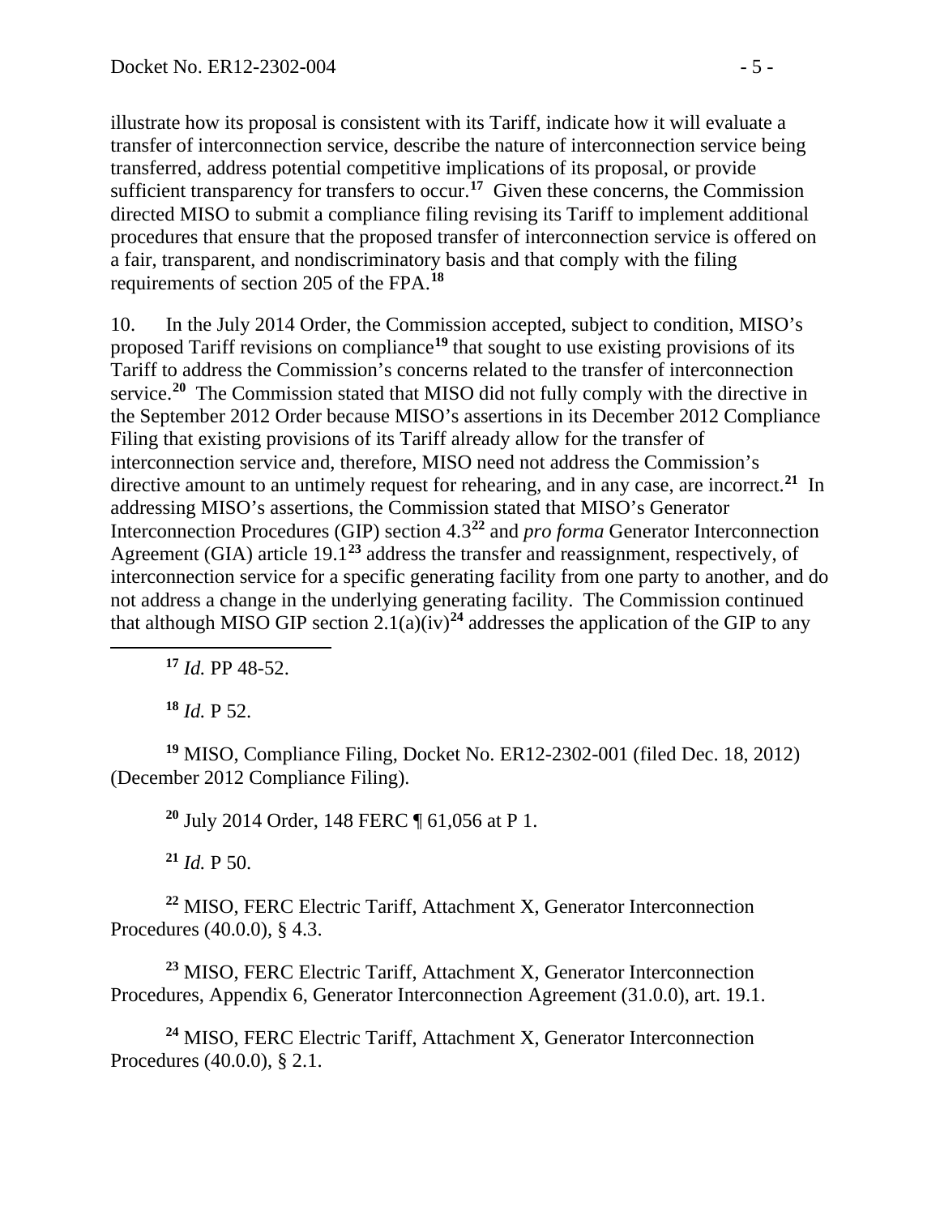illustrate how its proposal is consistent with its Tariff, indicate how it will evaluate a transfer of interconnection service, describe the nature of interconnection service being transferred, address potential competitive implications of its proposal, or provide sufficient transparency for transfers to occur.[17] Given these concerns, the Commission directed MISO to submit a compliance filing revising its Tariff to implement additional procedures that ensure that the proposed transfer of interconnection service is offered on a fair, transparent, and nondiscriminatory basis and that comply with the filing requirements of section 205 of the FPA.[18]

10. In the July 2014 Order, the Commission accepted, subject to condition, MISO's proposed Tariff revisions on compliance[19] that sought to use existing provisions of its Tariff to address the Commission's concerns related to the transfer of interconnection service.[20] The Commission stated that MISO did not fully comply with the directive in the September 2012 Order because MISO's assertions in its December 2012 Compliance Filing that existing provisions of its Tariff already allow for the transfer of interconnection service and, therefore, MISO need not address the Commission's directive amount to an untimely request for rehearing, and in any case, are incorrect.[21] In addressing MISO's assertions, the Commission stated that MISO's Generator Interconnection Procedures (GIP) section 4.3[22] and *pro forma* Generator Interconnection Agreement (GIA) article 19.1[23] address the transfer and reassignment, respectively, of interconnection service for a specific generating facility from one party to another, and do not address a change in the underlying generating facility. The Commission continued that although MISO GIP section 2.1(a)(iv)[24] addresses the application of the GIP to any

---

[17] *Id.* PP 48-52.

[18] *Id.* P 52.

[19] MISO, Compliance Filing, Docket No. ER12-2302-001 (filed Dec. 18, 2012) (December 2012 Compliance Filing).

[20] July 2014 Order, 148 FERC ¶ 61,056 at P 1.

[21] *Id.* P 50.

[22] MISO, FERC Electric Tariff, Attachment X, Generator Interconnection Procedures (40.0.0), § 4.3.

[23] MISO, FERC Electric Tariff, Attachment X, Generator Interconnection Procedures, Appendix 6, Generator Interconnection Agreement (31.0.0), art. 19.1.

[24] MISO, FERC Electric Tariff, Attachment X, Generator Interconnection Procedures (40.0.0), § 2.1.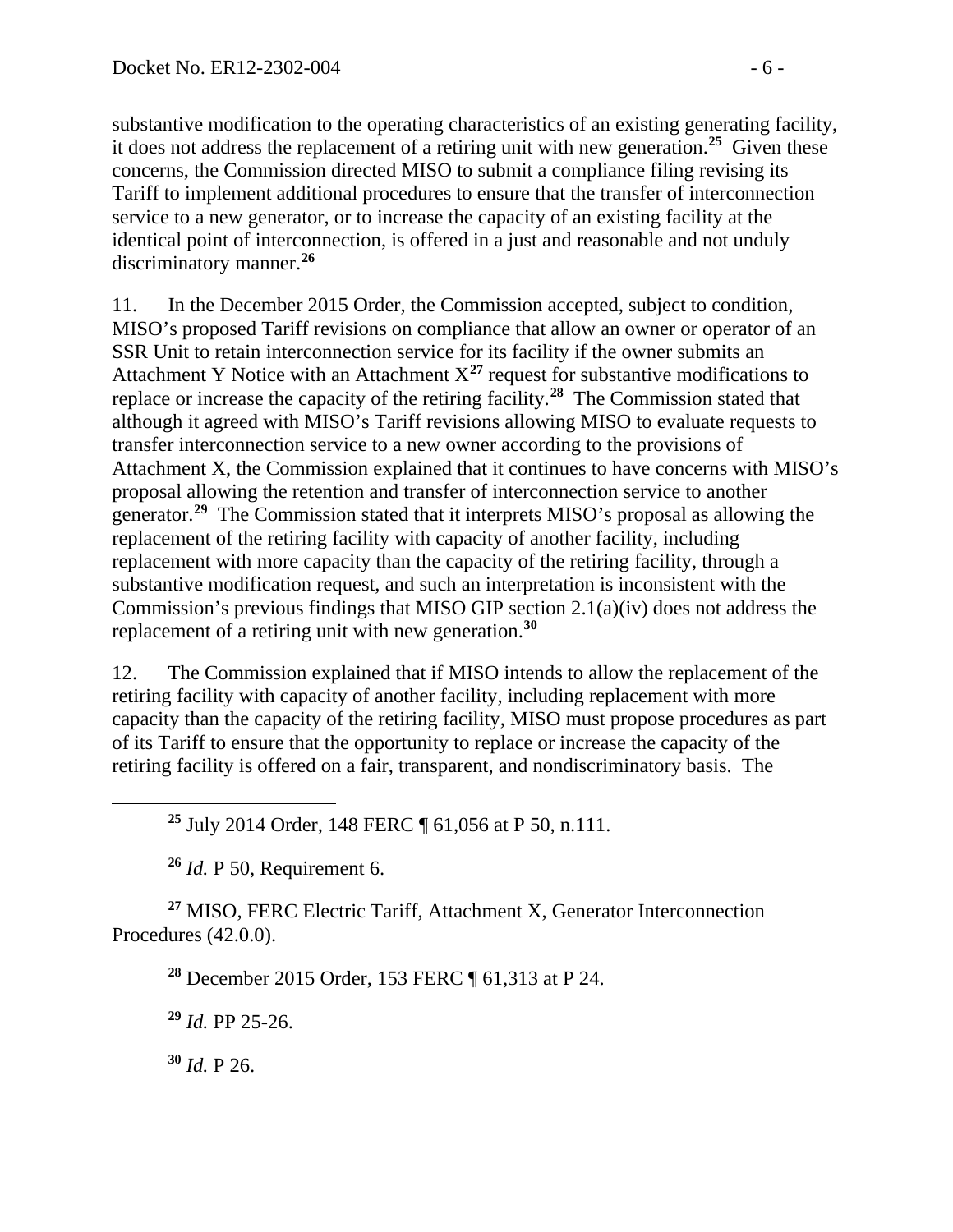substantive modification to the operating characteristics of an existing generating facility, it does not address the replacement of a retiring unit with new generation.[25] Given these concerns, the Commission directed MISO to submit a compliance filing revising its Tariff to implement additional procedures to ensure that the transfer of interconnection service to a new generator, or to increase the capacity of an existing facility at the identical point of interconnection, is offered in a just and reasonable and not unduly discriminatory manner.[26]

11. In the December 2015 Order, the Commission accepted, subject to condition, MISO's proposed Tariff revisions on compliance that allow an owner or operator of an SSR Unit to retain interconnection service for its facility if the owner submits an Attachment Y Notice with an Attachment X[27] request for substantive modifications to replace or increase the capacity of the retiring facility.[28] The Commission stated that although it agreed with MISO's Tariff revisions allowing MISO to evaluate requests to transfer interconnection service to a new owner according to the provisions of Attachment X, the Commission explained that it continues to have concerns with MISO's proposal allowing the retention and transfer of interconnection service to another generator.[29] The Commission stated that it interprets MISO's proposal as allowing the replacement of the retiring facility with capacity of another facility, including replacement with more capacity than the capacity of the retiring facility, through a substantive modification request, and such an interpretation is inconsistent with the Commission's previous findings that MISO GIP section 2.1(a)(iv) does not address the replacement of a retiring unit with new generation.[30]

12. The Commission explained that if MISO intends to allow the replacement of the retiring facility with capacity of another facility, including replacement with more capacity than the capacity of the retiring facility, MISO must propose procedures as part of its Tariff to ensure that the opportunity to replace or increase the capacity of the retiring facility is offered on a fair, transparent, and nondiscriminatory basis. The

---

[25] July 2014 Order, 148 FERC ¶ 61,056 at P 50, n.111.

[26] *Id.* P 50, Requirement 6.

[27] MISO, FERC Electric Tariff, Attachment X, Generator Interconnection Procedures (42.0.0).

[28] December 2015 Order, 153 FERC ¶ 61,313 at P 24.

[29] *Id.* PP 25-26.

[30] *Id.* P 26.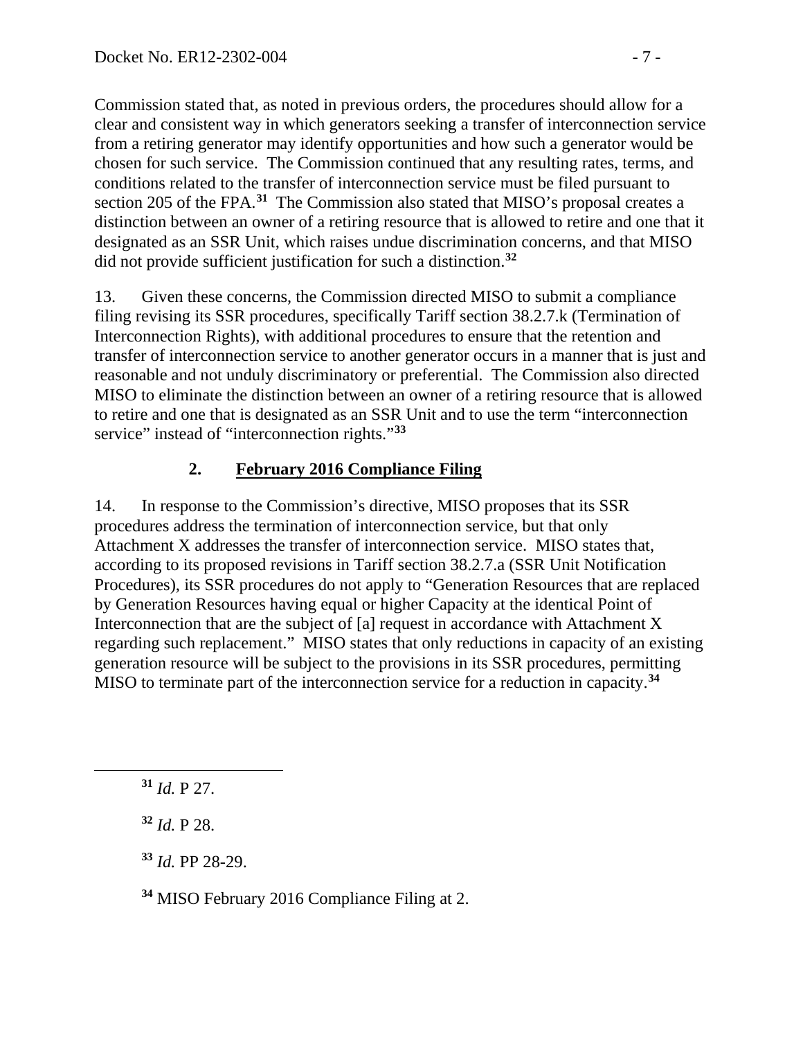Commission stated that, as noted in previous orders, the procedures should allow for a clear and consistent way in which generators seeking a transfer of interconnection service from a retiring generator may identify opportunities and how such a generator would be chosen for such service. The Commission continued that any resulting rates, terms, and conditions related to the transfer of interconnection service must be filed pursuant to section 205 of the FPA.[31] The Commission also stated that MISO's proposal creates a distinction between an owner of a retiring resource that is allowed to retire and one that it designated as an SSR Unit, which raises undue discrimination concerns, and that MISO did not provide sufficient justification for such a distinction.[32]

13. Given these concerns, the Commission directed MISO to submit a compliance filing revising its SSR procedures, specifically Tariff section 38.2.7.k (Termination of Interconnection Rights), with additional procedures to ensure that the retention and transfer of interconnection service to another generator occurs in a manner that is just and reasonable and not unduly discriminatory or preferential. The Commission also directed MISO to eliminate the distinction between an owner of a retiring resource that is allowed to retire and one that is designated as an SSR Unit and to use the term "interconnection service" instead of "interconnection rights."[33]

## 2. February 2016 Compliance Filing

14. In response to the Commission's directive, MISO proposes that its SSR procedures address the termination of interconnection service, but that only Attachment X addresses the transfer of interconnection service. MISO states that, according to its proposed revisions in Tariff section 38.2.7.a (SSR Unit Notification Procedures), its SSR procedures do not apply to "Generation Resources that are replaced by Generation Resources having equal or higher Capacity at the identical Point of Interconnection that are the subject of [a] request in accordance with Attachment X regarding such replacement." MISO states that only reductions in capacity of an existing generation resource will be subject to the provisions in its SSR procedures, permitting MISO to terminate part of the interconnection service for a reduction in capacity.[34]

---

[31] *Id.* P 27.

[32] *Id.* P 28.

[33] *Id.* PP 28-29.

[34] MISO February 2016 Compliance Filing at 2.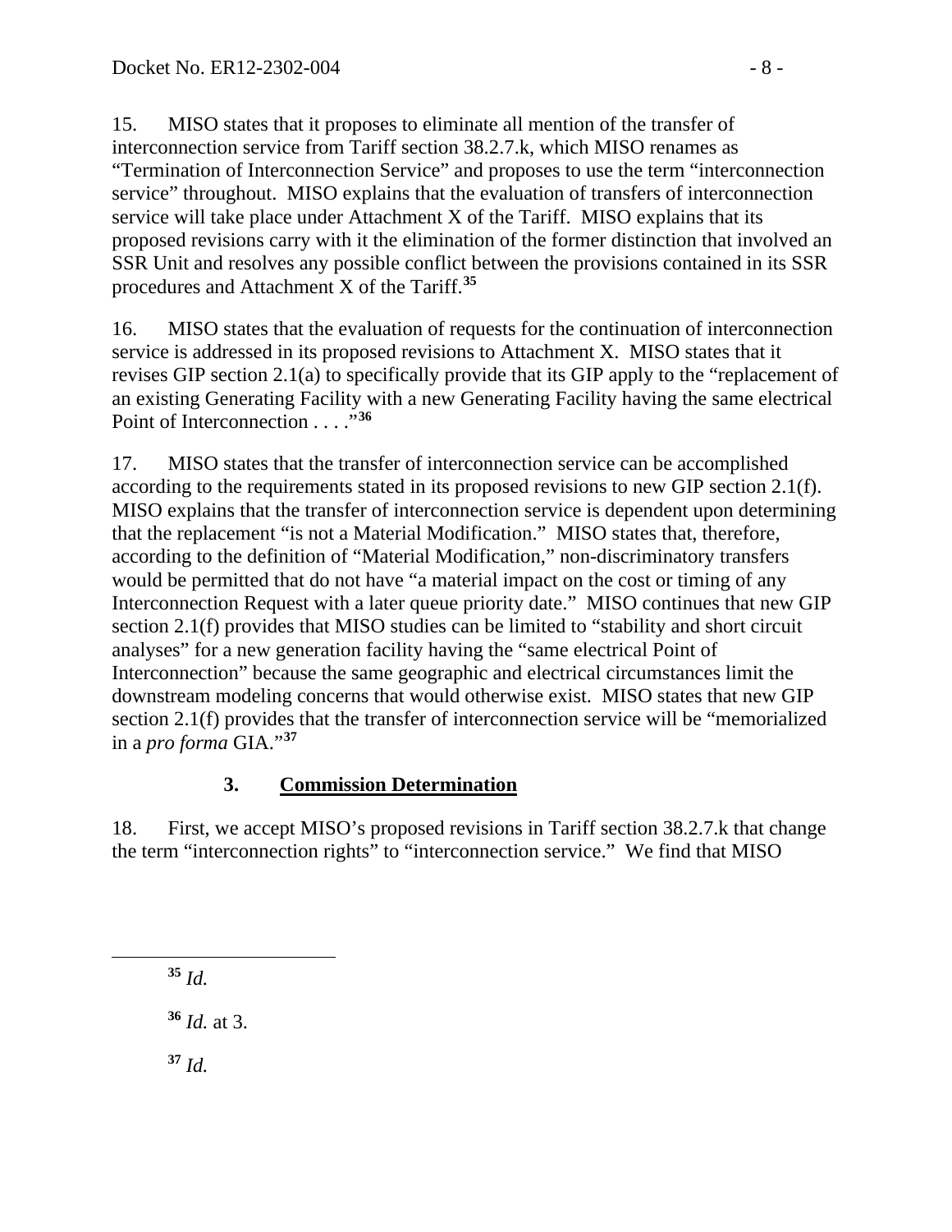15. MISO states that it proposes to eliminate all mention of the transfer of interconnection service from Tariff section 38.2.7.k, which MISO renames as "Termination of Interconnection Service" and proposes to use the term "interconnection service" throughout. MISO explains that the evaluation of transfers of interconnection service will take place under Attachment X of the Tariff. MISO explains that its proposed revisions carry with it the elimination of the former distinction that involved an SSR Unit and resolves any possible conflict between the provisions contained in its SSR procedures and Attachment X of the Tariff.[35]

16. MISO states that the evaluation of requests for the continuation of interconnection service is addressed in its proposed revisions to Attachment X. MISO states that it revises GIP section 2.1(a) to specifically provide that its GIP apply to the "replacement of an existing Generating Facility with a new Generating Facility having the same electrical Point of Interconnection . . . ."[36]

17. MISO states that the transfer of interconnection service can be accomplished according to the requirements stated in its proposed revisions to new GIP section 2.1(f). MISO explains that the transfer of interconnection service is dependent upon determining that the replacement "is not a Material Modification." MISO states that, therefore, according to the definition of "Material Modification," non-discriminatory transfers would be permitted that do not have "a material impact on the cost or timing of any Interconnection Request with a later queue priority date." MISO continues that new GIP section 2.1(f) provides that MISO studies can be limited to "stability and short circuit analyses" for a new generation facility having the "same electrical Point of Interconnection" because the same geographic and electrical circumstances limit the downstream modeling concerns that would otherwise exist. MISO states that new GIP section 2.1(f) provides that the transfer of interconnection service will be "memorialized in a *pro forma* GIA."[37]

### 3. **Commission Determination**

18. First, we accept MISO's proposed revisions in Tariff section 38.2.7.k that change the term "interconnection rights" to "interconnection service." We find that MISO

---

[35] *Id.*

[36] *Id.* at 3.

[37] *Id.*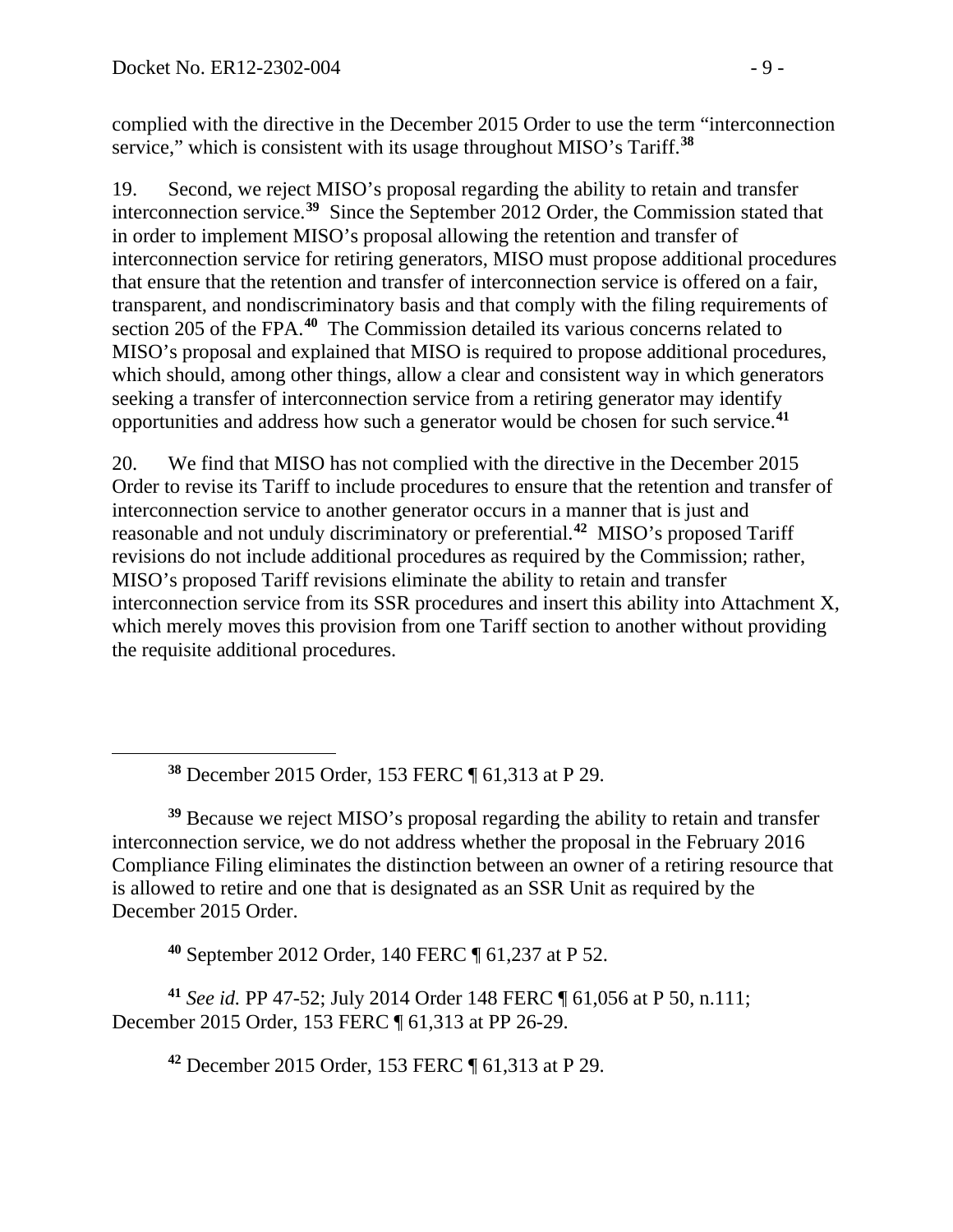complied with the directive in the December 2015 Order to use the term "interconnection service," which is consistent with its usage throughout MISO's Tariff.[38]

19. Second, we reject MISO's proposal regarding the ability to retain and transfer interconnection service.[39] Since the September 2012 Order, the Commission stated that in order to implement MISO's proposal allowing the retention and transfer of interconnection service for retiring generators, MISO must propose additional procedures that ensure that the retention and transfer of interconnection service is offered on a fair, transparent, and nondiscriminatory basis and that comply with the filing requirements of section 205 of the FPA.[40] The Commission detailed its various concerns related to MISO's proposal and explained that MISO is required to propose additional procedures, which should, among other things, allow a clear and consistent way in which generators seeking a transfer of interconnection service from a retiring generator may identify opportunities and address how such a generator would be chosen for such service.[41]

20. We find that MISO has not complied with the directive in the December 2015 Order to revise its Tariff to include procedures to ensure that the retention and transfer of interconnection service to another generator occurs in a manner that is just and reasonable and not unduly discriminatory or preferential.[42] MISO's proposed Tariff revisions do not include additional procedures as required by the Commission; rather, MISO's proposed Tariff revisions eliminate the ability to retain and transfer interconnection service from its SSR procedures and insert this ability into Attachment X, which merely moves this provision from one Tariff section to another without providing the requisite additional procedures.

---

[38] December 2015 Order, 153 FERC ¶ 61,313 at P 29.

[39] Because we reject MISO's proposal regarding the ability to retain and transfer interconnection service, we do not address whether the proposal in the February 2016 Compliance Filing eliminates the distinction between an owner of a retiring resource that is allowed to retire and one that is designated as an SSR Unit as required by the December 2015 Order.

[40] September 2012 Order, 140 FERC ¶ 61,237 at P 52.

[41] *See id.* PP 47-52; July 2014 Order 148 FERC ¶ 61,056 at P 50, n.111; December 2015 Order, 153 FERC ¶ 61,313 at PP 26-29.

[42] December 2015 Order, 153 FERC ¶ 61,313 at P 29.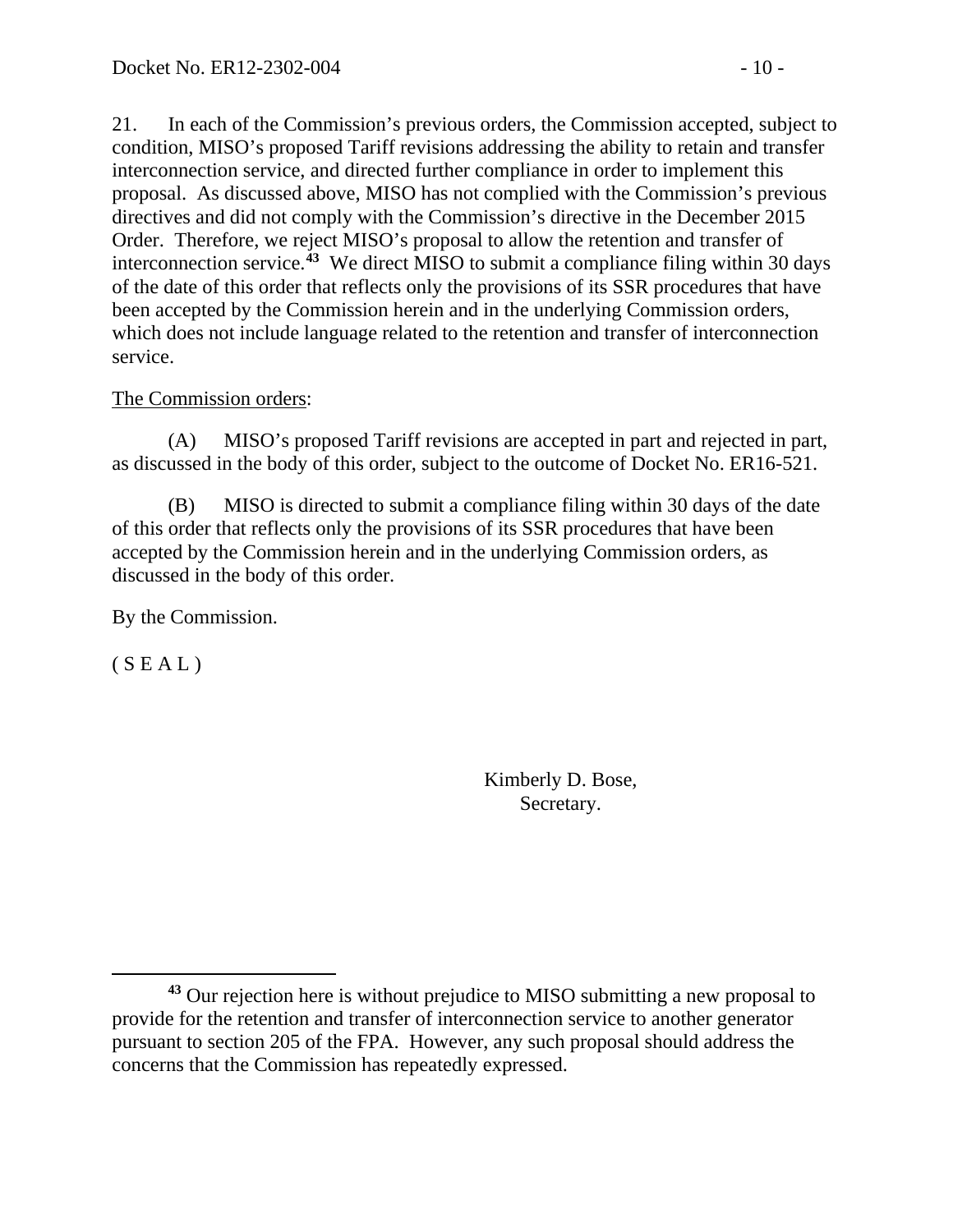21. In each of the Commission's previous orders, the Commission accepted, subject to condition, MISO's proposed Tariff revisions addressing the ability to retain and transfer interconnection service, and directed further compliance in order to implement this proposal. As discussed above, MISO has not complied with the Commission's previous directives and did not comply with the Commission's directive in the December 2015 Order. Therefore, we reject MISO's proposal to allow the retention and transfer of interconnection service.[43] We direct MISO to submit a compliance filing within 30 days of the date of this order that reflects only the provisions of its SSR procedures that have been accepted by the Commission herein and in the underlying Commission orders, which does not include language related to the retention and transfer of interconnection service.

The Commission orders:

(A) MISO's proposed Tariff revisions are accepted in part and rejected in part, as discussed in the body of this order, subject to the outcome of Docket No. ER16-521.

(B) MISO is directed to submit a compliance filing within 30 days of the date of this order that reflects only the provisions of its SSR procedures that have been accepted by the Commission herein and in the underlying Commission orders, as discussed in the body of this order.

By the Commission.

( S E A L )

Kimberly D. Bose,
Secretary.

[43] Our rejection here is without prejudice to MISO submitting a new proposal to provide for the retention and transfer of interconnection service to another generator pursuant to section 205 of the FPA. However, any such proposal should address the concerns that the Commission has repeatedly expressed.